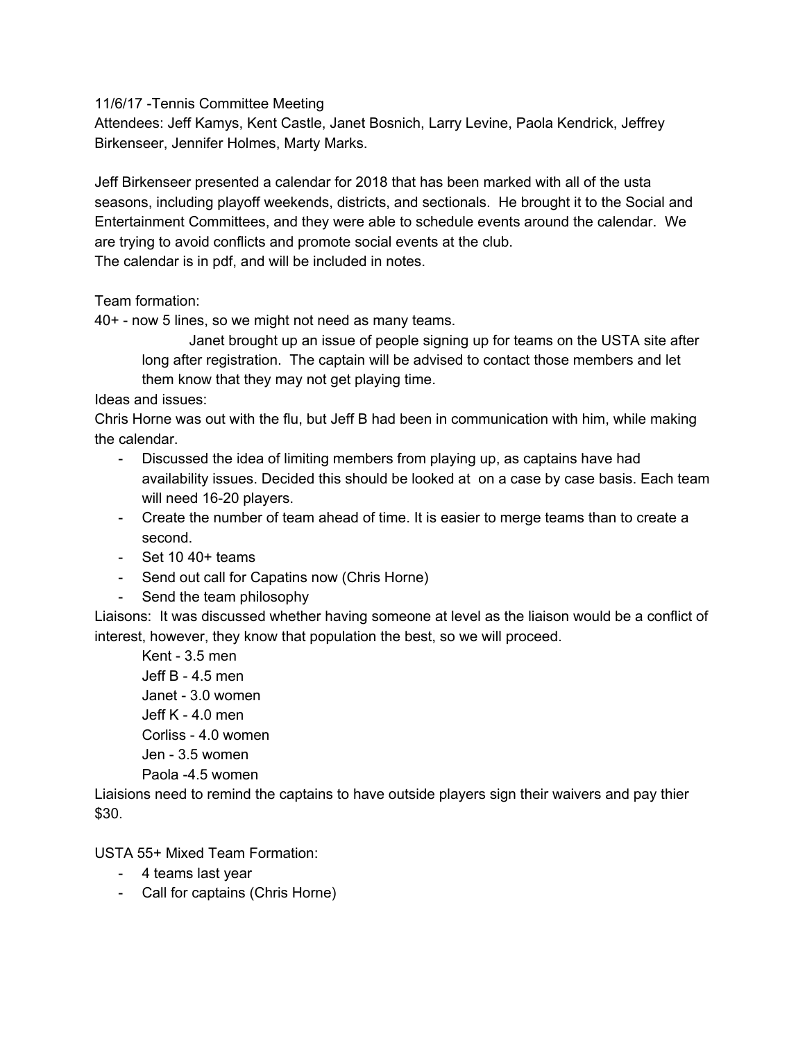11/6/17 -Tennis Committee Meeting
Attendees: Jeff Kamys, Kent Castle, Janet Bosnich, Larry Levine, Paola Kendrick, Jeffrey Birkenseer, Jennifer Holmes, Marty Marks.

Jeff Birkenseer presented a calendar for 2018 that has been marked with all of the usta seasons, including playoff weekends, districts, and sectionals. He brought it to the Social and Entertainment Committees, and they were able to schedule events around the calendar. We are trying to avoid conflicts and promote social events at the club.
The calendar is in pdf, and will be included in notes.

Team formation:
40+ - now 5 lines, so we might not need as many teams.

> Janet brought up an issue of people signing up for teams on the USTA site after long after registration. The captain will be advised to contact those members and let them know that they may not get playing time.

Ideas and issues:
Chris Horne was out with the flu, but Jeff B had been in communication with him, while making the calendar.

- Discussed the idea of limiting members from playing up, as captains have had availability issues. Decided this should be looked at on a case by case basis. Each team will need 16-20 players.
- Create the number of team ahead of time. It is easier to merge teams than to create a second.
- Set 10 40+ teams
- Send out call for Capatins now (Chris Horne)
- Send the team philosophy

Liaisons: It was discussed whether having someone at level as the liaison would be a conflict of interest, however, they know that population the best, so we will proceed.

Kent - 3.5 men
Jeff B - 4.5 men
Janet - 3.0 women
Jeff K - 4.0 men
Corliss - 4.0 women
Jen - 3.5 women
Paola -4.5 women

Liaisions need to remind the captains to have outside players sign their waivers and pay thier $30.

USTA 55+ Mixed Team Formation:

- 4 teams last year
- Call for captains (Chris Horne)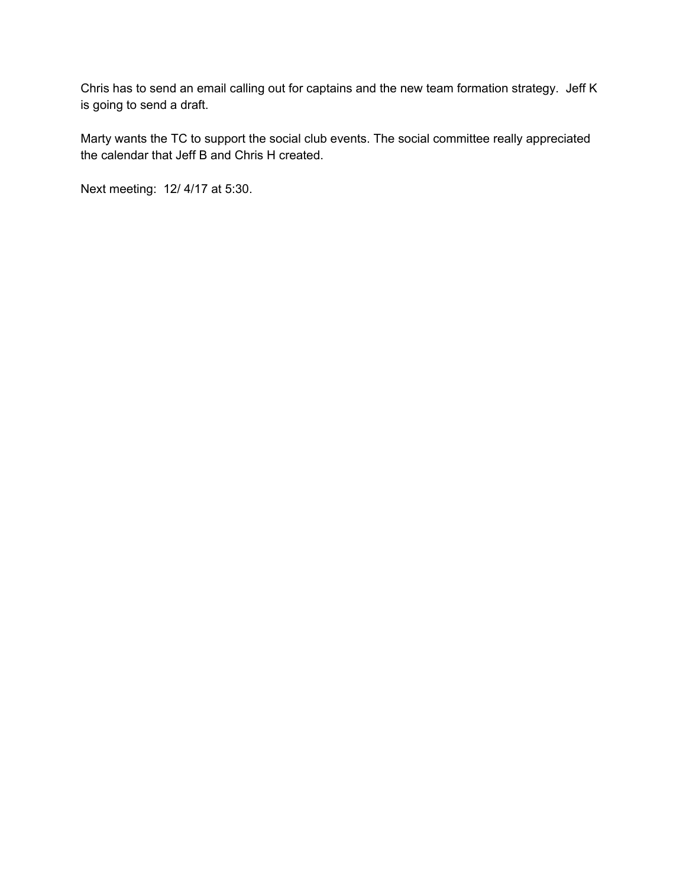Chris has to send an email calling out for captains and the new team formation strategy.  Jeff K is going to send a draft.

Marty wants the TC to support the social club events. The social committee really appreciated the calendar that Jeff B and Chris H created.

Next meeting:  12/ 4/17 at 5:30.